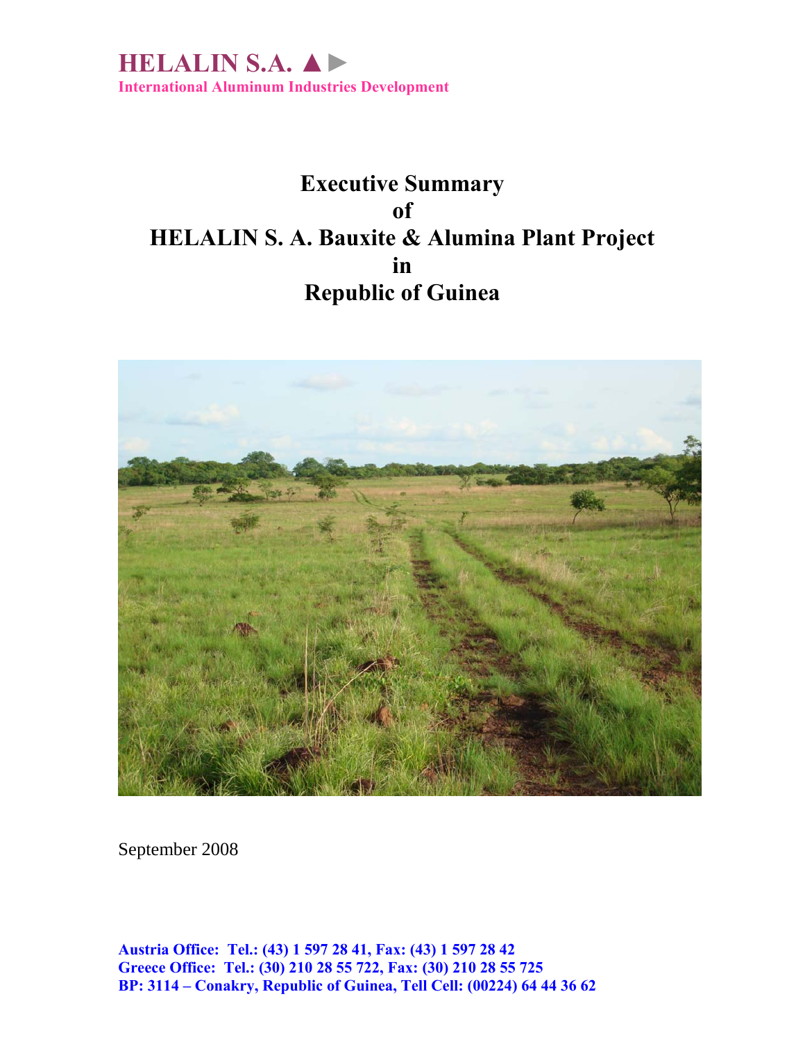**HELALIN S.A. ▲►**

**International Aluminum Industries Development**

# Executive Summary of HELALIN S. A. Bauxite & Alumina Plant Project in Republic of Guinea

September 2008

**Austria Office: Tel.: (43) 1 597 28 41, Fax: (43) 1 597 28 42**
**Greece Office: Tel.: (30) 210 28 55 722, Fax: (30) 210 28 55 725**
**BP: 3114 – Conakry, Republic of Guinea, Tell Cell: (00224) 64 44 36 62**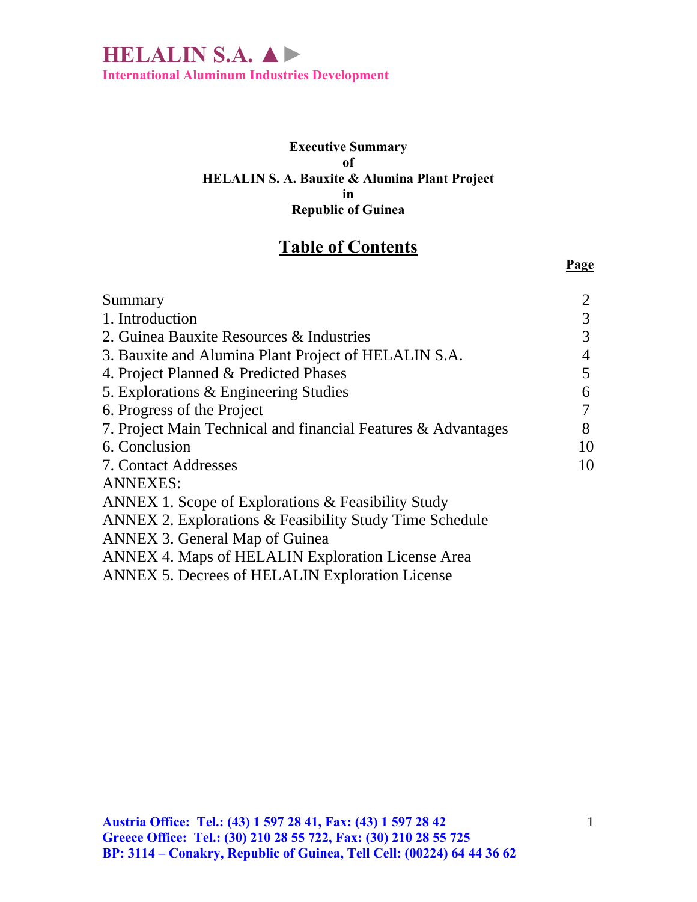**HELALIN S.A. ▲►**
**International Aluminum Industries Development**

**Executive Summary**
**of**
**HELALIN S. A. Bauxite & Alumina Plant Project**
**in**
**Republic of Guinea**

# Table of Contents

| | Page |
|---|---|
| Summary | 2 |
| 1. Introduction | 3 |
| 2. Guinea Bauxite Resources & Industries | 3 |
| 3. Bauxite and Alumina Plant Project of HELALIN S.A. | 4 |
| 4. Project Planned & Predicted Phases | 5 |
| 5. Explorations & Engineering Studies | 6 |
| 6. Progress of the Project | 7 |
| 7. Project Main Technical and financial Features & Advantages | 8 |
| 6. Conclusion | 10 |
| 7. Contact Addresses | 10 |

ANNEXES:

ANNEX 1. Scope of Explorations & Feasibility Study
ANNEX 2. Explorations & Feasibility Study Time Schedule
ANNEX 3. General Map of Guinea
ANNEX 4. Maps of HELALIN Exploration License Area
ANNEX 5. Decrees of HELALIN Exploration License

**Austria Office: Tel.: (43) 1 597 28 41, Fax: (43) 1 597 28 42**
**Greece Office: Tel.: (30) 210 28 55 722, Fax: (30) 210 28 55 725**
**BP: 3114 – Conakry, Republic of Guinea, Tell Cell: (00224) 64 44 36 62**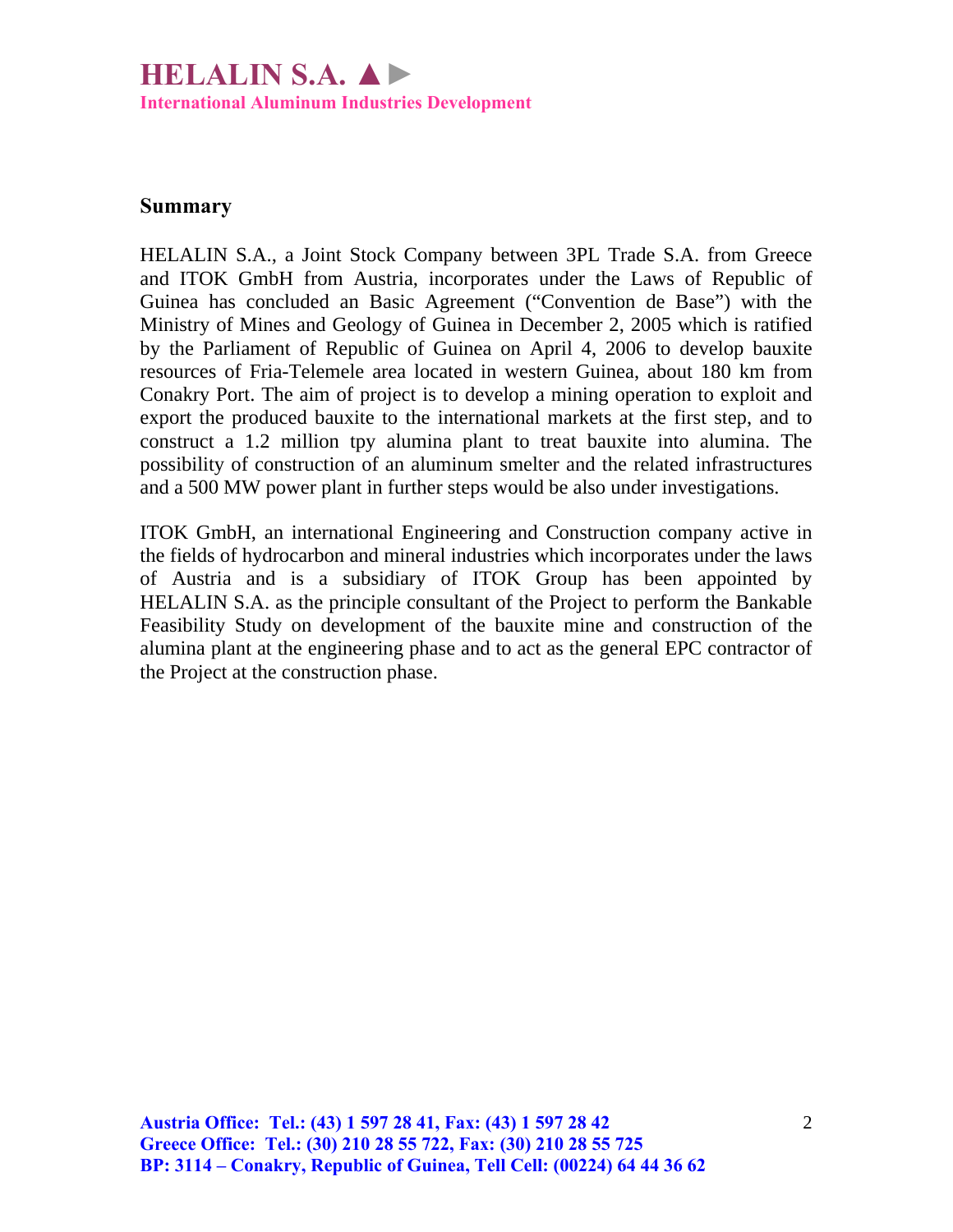## Summary

HELALIN S.A., a Joint Stock Company between 3PL Trade S.A. from Greece and ITOK GmbH from Austria, incorporates under the Laws of Republic of Guinea has concluded an Basic Agreement ("Convention de Base") with the Ministry of Mines and Geology of Guinea in December 2, 2005 which is ratified by the Parliament of Republic of Guinea on April 4, 2006 to develop bauxite resources of Fria-Telemele area located in western Guinea, about 180 km from Conakry Port. The aim of project is to develop a mining operation to exploit and export the produced bauxite to the international markets at the first step, and to construct a 1.2 million tpy alumina plant to treat bauxite into alumina. The possibility of construction of an aluminum smelter and the related infrastructures and a 500 MW power plant in further steps would be also under investigations.

ITOK GmbH, an international Engineering and Construction company active in the fields of hydrocarbon and mineral industries which incorporates under the laws of Austria and is a subsidiary of ITOK Group has been appointed by HELALIN S.A. as the principle consultant of the Project to perform the Bankable Feasibility Study on development of the bauxite mine and construction of the alumina plant at the engineering phase and to act as the general EPC contractor of the Project at the construction phase.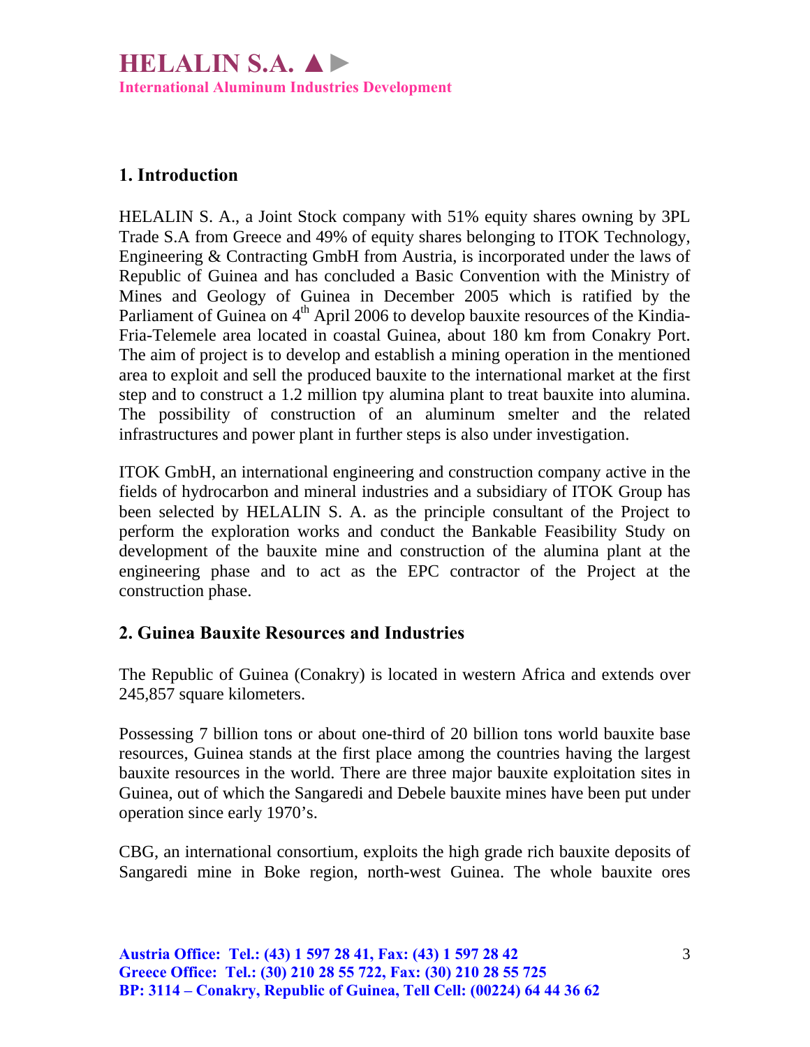## 1. Introduction

HELALIN S. A., a Joint Stock company with 51% equity shares owning by 3PL Trade S.A from Greece and 49% of equity shares belonging to ITOK Technology, Engineering & Contracting GmbH from Austria, is incorporated under the laws of Republic of Guinea and has concluded a Basic Convention with the Ministry of Mines and Geology of Guinea in December 2005 which is ratified by the Parliament of Guinea on 4th April 2006 to develop bauxite resources of the Kindia-Fria-Telemele area located in coastal Guinea, about 180 km from Conakry Port. The aim of project is to develop and establish a mining operation in the mentioned area to exploit and sell the produced bauxite to the international market at the first step and to construct a 1.2 million tpy alumina plant to treat bauxite into alumina. The possibility of construction of an aluminum smelter and the related infrastructures and power plant in further steps is also under investigation.

ITOK GmbH, an international engineering and construction company active in the fields of hydrocarbon and mineral industries and a subsidiary of ITOK Group has been selected by HELALIN S. A. as the principle consultant of the Project to perform the exploration works and conduct the Bankable Feasibility Study on development of the bauxite mine and construction of the alumina plant at the engineering phase and to act as the EPC contractor of the Project at the construction phase.

## 2. Guinea Bauxite Resources and Industries

The Republic of Guinea (Conakry) is located in western Africa and extends over 245,857 square kilometers.

Possessing 7 billion tons or about one-third of 20 billion tons world bauxite base resources, Guinea stands at the first place among the countries having the largest bauxite resources in the world. There are three major bauxite exploitation sites in Guinea, out of which the Sangaredi and Debele bauxite mines have been put under operation since early 1970's.

CBG, an international consortium, exploits the high grade rich bauxite deposits of Sangaredi mine in Boke region, north-west Guinea. The whole bauxite ores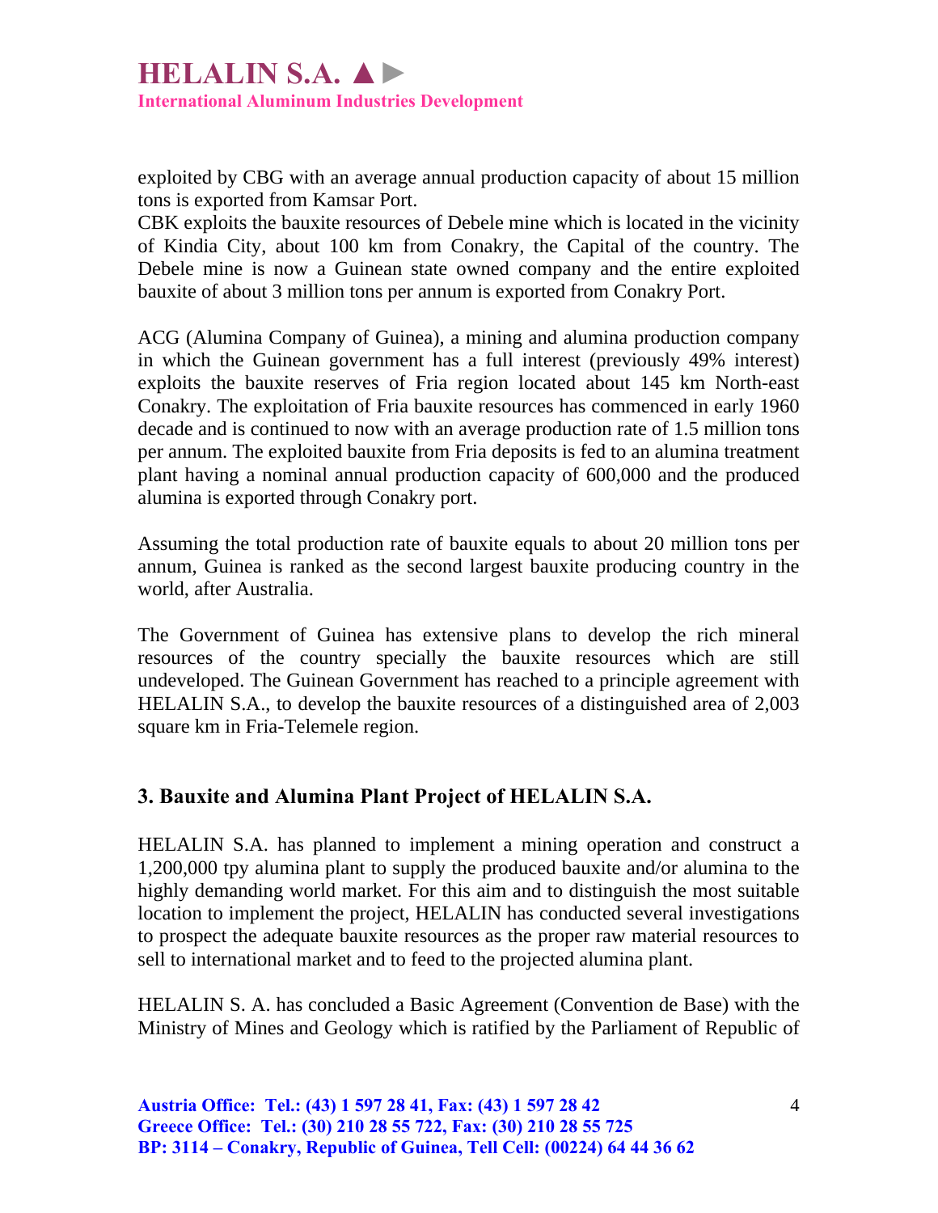exploited by CBG with an average annual production capacity of about 15 million tons is exported from Kamsar Port.
CBK exploits the bauxite resources of Debele mine which is located in the vicinity of Kindia City, about 100 km from Conakry, the Capital of the country. The Debele mine is now a Guinean state owned company and the entire exploited bauxite of about 3 million tons per annum is exported from Conakry Port.

ACG (Alumina Company of Guinea), a mining and alumina production company in which the Guinean government has a full interest (previously 49% interest) exploits the bauxite reserves of Fria region located about 145 km North-east Conakry. The exploitation of Fria bauxite resources has commenced in early 1960 decade and is continued to now with an average production rate of 1.5 million tons per annum. The exploited bauxite from Fria deposits is fed to an alumina treatment plant having a nominal annual production capacity of 600,000 and the produced alumina is exported through Conakry port.

Assuming the total production rate of bauxite equals to about 20 million tons per annum, Guinea is ranked as the second largest bauxite producing country in the world, after Australia.

The Government of Guinea has extensive plans to develop the rich mineral resources of the country specially the bauxite resources which are still undeveloped. The Guinean Government has reached to a principle agreement with HELALIN S.A., to develop the bauxite resources of a distinguished area of 2,003 square km in Fria-Telemele region.

## 3. Bauxite and Alumina Plant Project of HELALIN S.A.

HELALIN S.A. has planned to implement a mining operation and construct a 1,200,000 tpy alumina plant to supply the produced bauxite and/or alumina to the highly demanding world market. For this aim and to distinguish the most suitable location to implement the project, HELALIN has conducted several investigations to prospect the adequate bauxite resources as the proper raw material resources to sell to international market and to feed to the projected alumina plant.

HELALIN S. A. has concluded a Basic Agreement (Convention de Base) with the Ministry of Mines and Geology which is ratified by the Parliament of Republic of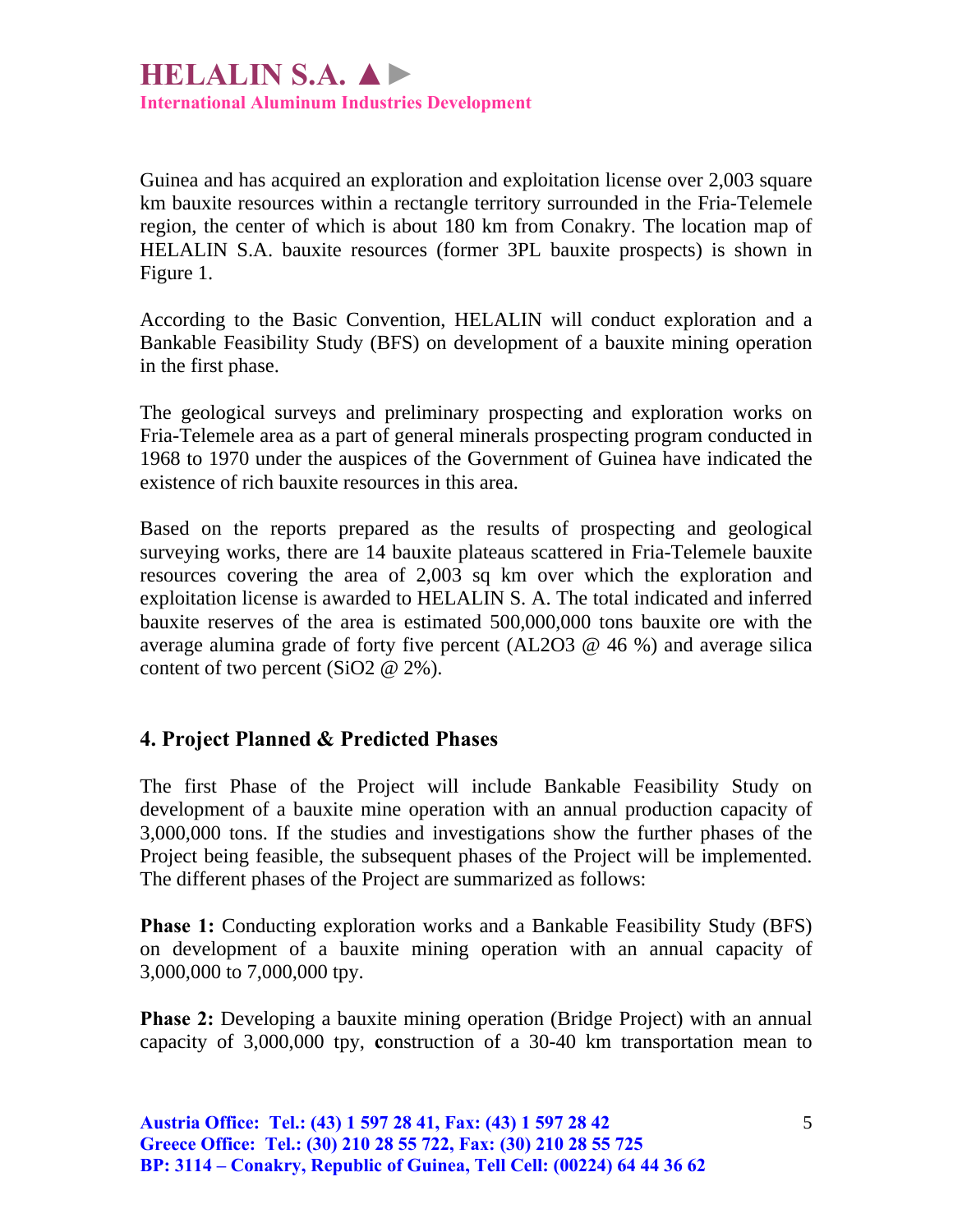Guinea and has acquired an exploration and exploitation license over 2,003 square km bauxite resources within a rectangle territory surrounded in the Fria-Telemele region, the center of which is about 180 km from Conakry. The location map of HELALIN S.A. bauxite resources (former 3PL bauxite prospects) is shown in Figure 1.

According to the Basic Convention, HELALIN will conduct exploration and a Bankable Feasibility Study (BFS) on development of a bauxite mining operation in the first phase.

The geological surveys and preliminary prospecting and exploration works on Fria-Telemele area as a part of general minerals prospecting program conducted in 1968 to 1970 under the auspices of the Government of Guinea have indicated the existence of rich bauxite resources in this area.

Based on the reports prepared as the results of prospecting and geological surveying works, there are 14 bauxite plateaus scattered in Fria-Telemele bauxite resources covering the area of 2,003 sq km over which the exploration and exploitation license is awarded to HELALIN S. A. The total indicated and inferred bauxite reserves of the area is estimated 500,000,000 tons bauxite ore with the average alumina grade of forty five percent ($AL2O3$ @ 46 %) and average silica content of two percent ($SiO2$ @ 2%).

## 4. Project Planned & Predicted Phases

The first Phase of the Project will include Bankable Feasibility Study on development of a bauxite mine operation with an annual production capacity of 3,000,000 tons. If the studies and investigations show the further phases of the Project being feasible, the subsequent phases of the Project will be implemented. The different phases of the Project are summarized as follows:

**Phase 1:** Conducting exploration works and a Bankable Feasibility Study (BFS) on development of a bauxite mining operation with an annual capacity of 3,000,000 to 7,000,000 tpy.

**Phase 2:** Developing a bauxite mining operation (Bridge Project) with an annual capacity of 3,000,000 tpy, **c**onstruction of a 30-40 km transportation mean to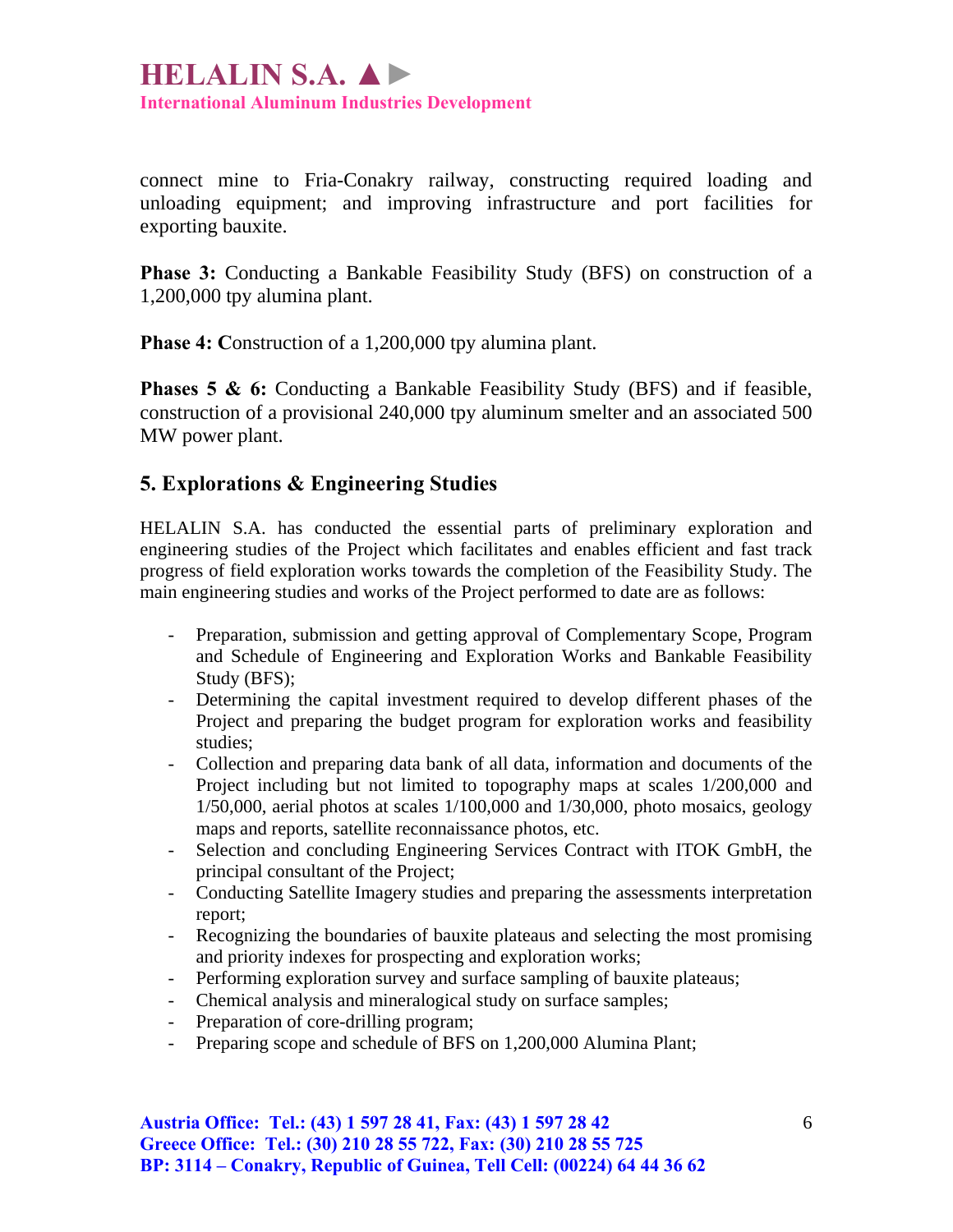connect mine to Fria-Conakry railway, constructing required loading and unloading equipment; and improving infrastructure and port facilities for exporting bauxite.

**Phase 3:** Conducting a Bankable Feasibility Study (BFS) on construction of a 1,200,000 tpy alumina plant.

**Phase 4: C**onstruction of a 1,200,000 tpy alumina plant.

**Phases 5 & 6:** Conducting a Bankable Feasibility Study (BFS) and if feasible, construction of a provisional 240,000 tpy aluminum smelter and an associated 500 MW power plant.

## 5. Explorations & Engineering Studies

HELALIN S.A. has conducted the essential parts of preliminary exploration and engineering studies of the Project which facilitates and enables efficient and fast track progress of field exploration works towards the completion of the Feasibility Study. The main engineering studies and works of the Project performed to date are as follows:

- Preparation, submission and getting approval of Complementary Scope, Program and Schedule of Engineering and Exploration Works and Bankable Feasibility Study (BFS);
- Determining the capital investment required to develop different phases of the Project and preparing the budget program for exploration works and feasibility studies;
- Collection and preparing data bank of all data, information and documents of the Project including but not limited to topography maps at scales 1/200,000 and 1/50,000, aerial photos at scales 1/100,000 and 1/30,000, photo mosaics, geology maps and reports, satellite reconnaissance photos, etc.
- Selection and concluding Engineering Services Contract with ITOK GmbH, the principal consultant of the Project;
- Conducting Satellite Imagery studies and preparing the assessments interpretation report;
- Recognizing the boundaries of bauxite plateaus and selecting the most promising and priority indexes for prospecting and exploration works;
- Performing exploration survey and surface sampling of bauxite plateaus;
- Chemical analysis and mineralogical study on surface samples;
- Preparation of core-drilling program;
- Preparing scope and schedule of BFS on 1,200,000 Alumina Plant;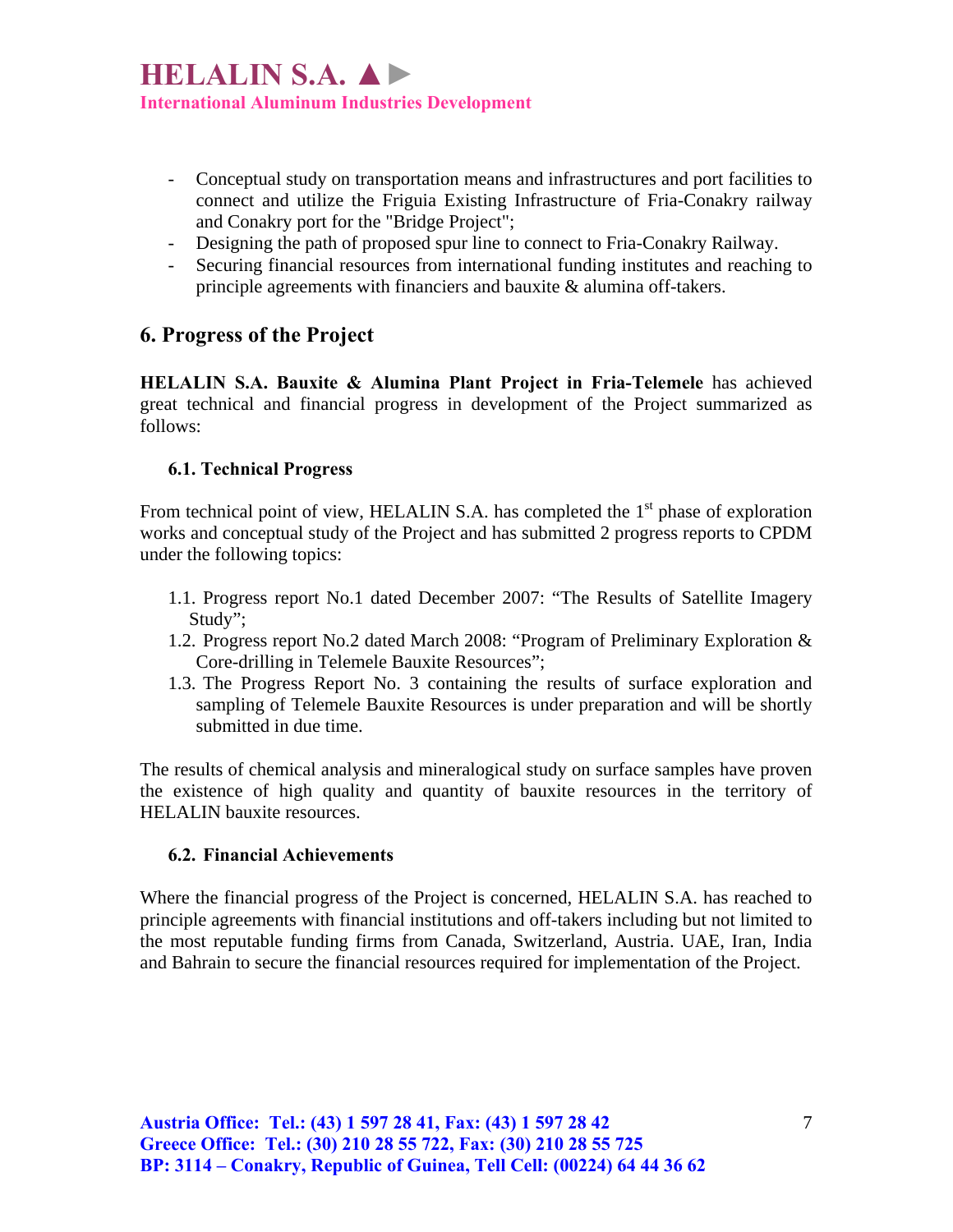- Conceptual study on transportation means and infrastructures and port facilities to connect and utilize the Friguia Existing Infrastructure of Fria-Conakry railway and Conakry port for the "Bridge Project";
- Designing the path of proposed spur line to connect to Fria-Conakry Railway.
- Securing financial resources from international funding institutes and reaching to principle agreements with financiers and bauxite & alumina off-takers.

## 6. Progress of the Project

**HELALIN S.A. Bauxite & Alumina Plant Project in Fria-Telemele** has achieved great technical and financial progress in development of the Project summarized as follows:

### 6.1. Technical Progress

From technical point of view, HELALIN S.A. has completed the 1st phase of exploration works and conceptual study of the Project and has submitted 2 progress reports to CPDM under the following topics:

1.1. Progress report No.1 dated December 2007: "The Results of Satellite Imagery Study";

1.2. Progress report No.2 dated March 2008: "Program of Preliminary Exploration & Core-drilling in Telemele Bauxite Resources";

1.3. The Progress Report No. 3 containing the results of surface exploration and sampling of Telemele Bauxite Resources is under preparation and will be shortly submitted in due time.

The results of chemical analysis and mineralogical study on surface samples have proven the existence of high quality and quantity of bauxite resources in the territory of HELALIN bauxite resources.

### 6.2. Financial Achievements

Where the financial progress of the Project is concerned, HELALIN S.A. has reached to principle agreements with financial institutions and off-takers including but not limited to the most reputable funding firms from Canada, Switzerland, Austria. UAE, Iran, India and Bahrain to secure the financial resources required for implementation of the Project.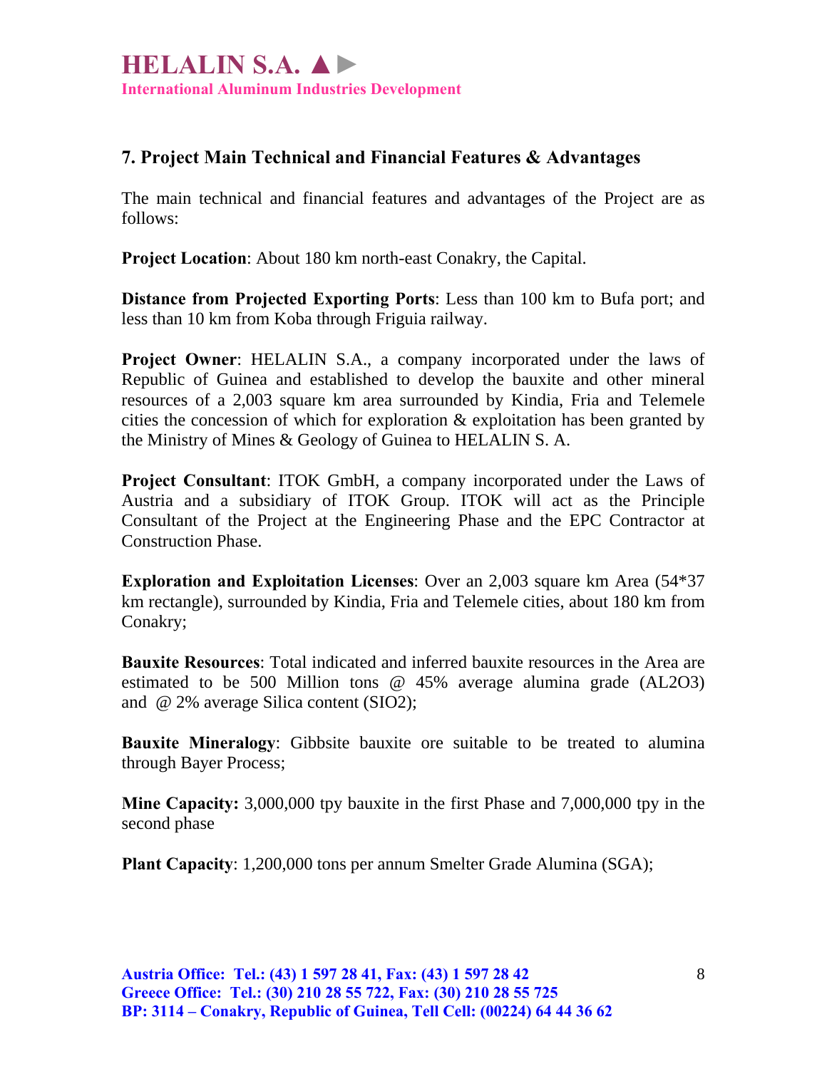## 7. Project Main Technical and Financial Features & Advantages

The main technical and financial features and advantages of the Project are as follows:

**Project Location**: About 180 km north-east Conakry, the Capital.

**Distance from Projected Exporting Ports**: Less than 100 km to Bufa port; and less than 10 km from Koba through Friguia railway.

**Project Owner**: HELALIN S.A., a company incorporated under the laws of Republic of Guinea and established to develop the bauxite and other mineral resources of a 2,003 square km area surrounded by Kindia, Fria and Telemele cities the concession of which for exploration & exploitation has been granted by the Ministry of Mines & Geology of Guinea to HELALIN S. A.

**Project Consultant**: ITOK GmbH, a company incorporated under the Laws of Austria and a subsidiary of ITOK Group. ITOK will act as the Principle Consultant of the Project at the Engineering Phase and the EPC Contractor at Construction Phase.

**Exploration and Exploitation Licenses**: Over an 2,003 square km Area (54*37 km rectangle), surrounded by Kindia, Fria and Telemele cities, about 180 km from Conakry;

**Bauxite Resources**: Total indicated and inferred bauxite resources in the Area are estimated to be 500 Million tons @ 45% average alumina grade ($AL_2O_3$) and @ 2% average Silica content ($SIO_2$);

**Bauxite Mineralogy**: Gibbsite bauxite ore suitable to be treated to alumina through Bayer Process;

**Mine Capacity:** 3,000,000 tpy bauxite in the first Phase and 7,000,000 tpy in the second phase

**Plant Capacity**: 1,200,000 tons per annum Smelter Grade Alumina (SGA);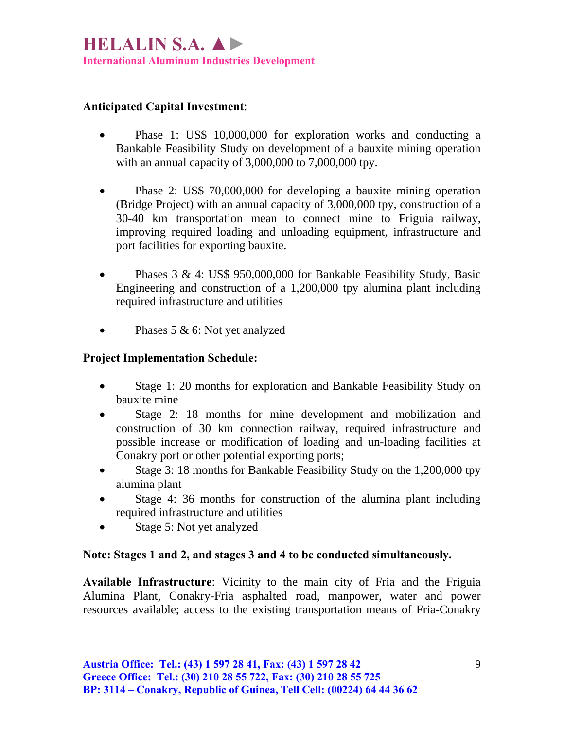**Anticipated Capital Investment**:

- Phase 1: US$ 10,000,000 for exploration works and conducting a Bankable Feasibility Study on development of a bauxite mining operation with an annual capacity of 3,000,000 to 7,000,000 tpy.

- Phase 2: US$ 70,000,000 for developing a bauxite mining operation (Bridge Project) with an annual capacity of 3,000,000 tpy, construction of a 30-40 km transportation mean to connect mine to Friguia railway, improving required loading and unloading equipment, infrastructure and port facilities for exporting bauxite.

- Phases 3 & 4: US$ 950,000,000 for Bankable Feasibility Study, Basic Engineering and construction of a 1,200,000 tpy alumina plant including required infrastructure and utilities

- Phases 5 & 6: Not yet analyzed

**Project Implementation Schedule:**

- Stage 1: 20 months for exploration and Bankable Feasibility Study on bauxite mine
- Stage 2: 18 months for mine development and mobilization and construction of 30 km connection railway, required infrastructure and possible increase or modification of loading and un-loading facilities at Conakry port or other potential exporting ports;
- Stage 3: 18 months for Bankable Feasibility Study on the 1,200,000 tpy alumina plant
- Stage 4: 36 months for construction of the alumina plant including required infrastructure and utilities
- Stage 5: Not yet analyzed

**Note: Stages 1 and 2, and stages 3 and 4 to be conducted simultaneously.**

**Available Infrastructure**: Vicinity to the main city of Fria and the Friguia Alumina Plant, Conakry-Fria asphalted road, manpower, water and power resources available; access to the existing transportation means of Fria-Conakry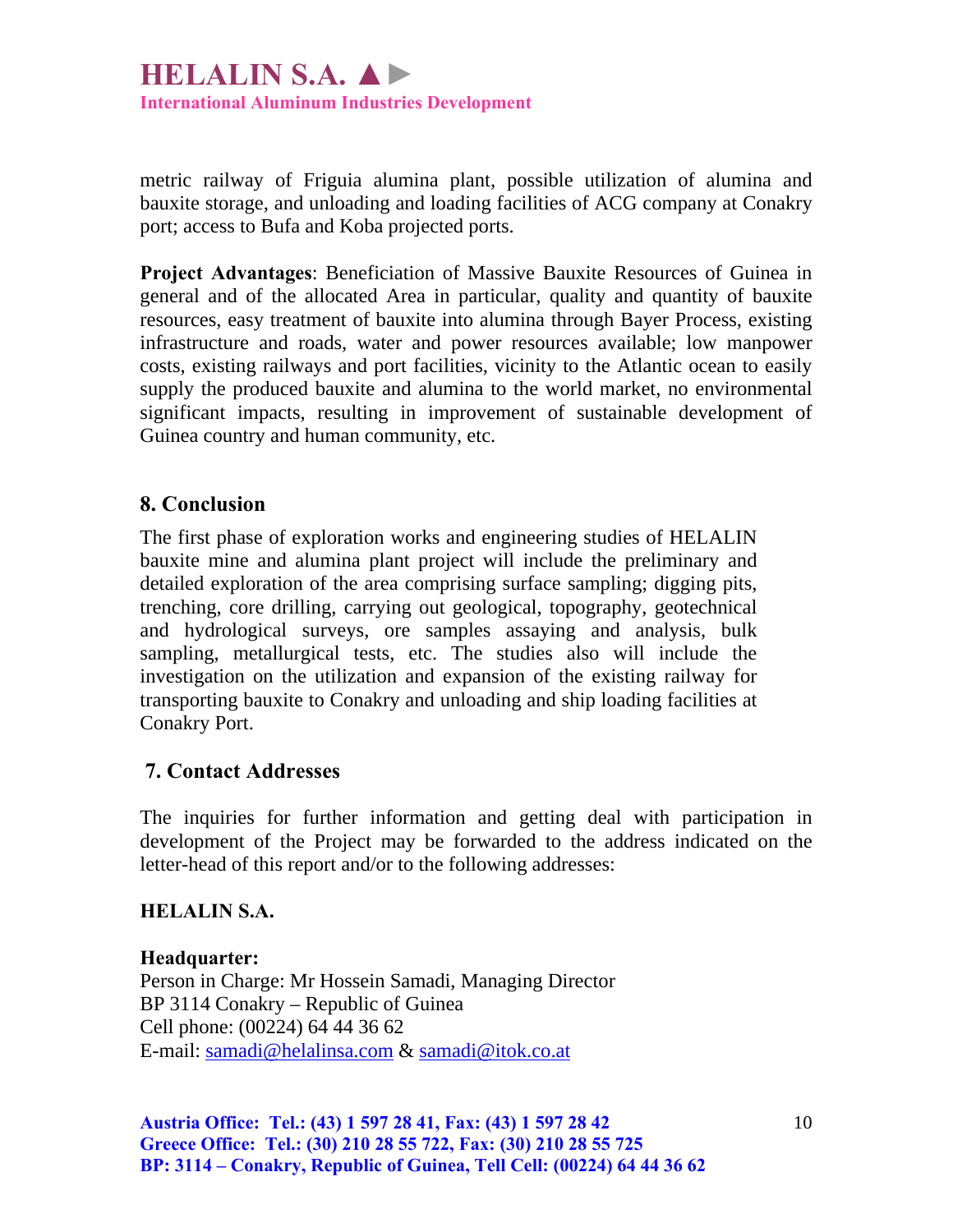metric railway of Friguia alumina plant, possible utilization of alumina and bauxite storage, and unloading and loading facilities of ACG company at Conakry port; access to Bufa and Koba projected ports.

**Project Advantages**: Beneficiation of Massive Bauxite Resources of Guinea in general and of the allocated Area in particular, quality and quantity of bauxite resources, easy treatment of bauxite into alumina through Bayer Process, existing infrastructure and roads, water and power resources available; low manpower costs, existing railways and port facilities, vicinity to the Atlantic ocean to easily supply the produced bauxite and alumina to the world market, no environmental significant impacts, resulting in improvement of sustainable development of Guinea country and human community, etc.

## 8. Conclusion

The first phase of exploration works and engineering studies of HELALIN bauxite mine and alumina plant project will include the preliminary and detailed exploration of the area comprising surface sampling; digging pits, trenching, core drilling, carrying out geological, topography, geotechnical and hydrological surveys, ore samples assaying and analysis, bulk sampling, metallurgical tests, etc. The studies also will include the investigation on the utilization and expansion of the existing railway for transporting bauxite to Conakry and unloading and ship loading facilities at Conakry Port.

## 7. Contact Addresses

The inquiries for further information and getting deal with participation in development of the Project may be forwarded to the address indicated on the letter-head of this report and/or to the following addresses:

**HELALIN S.A.**

**Headquarter:**
Person in Charge: Mr Hossein Samadi, Managing Director
BP 3114 Conakry – Republic of Guinea
Cell phone: (00224) 64 44 36 62
E-mail: samadi@helalinsa.com & samadi@itok.co.at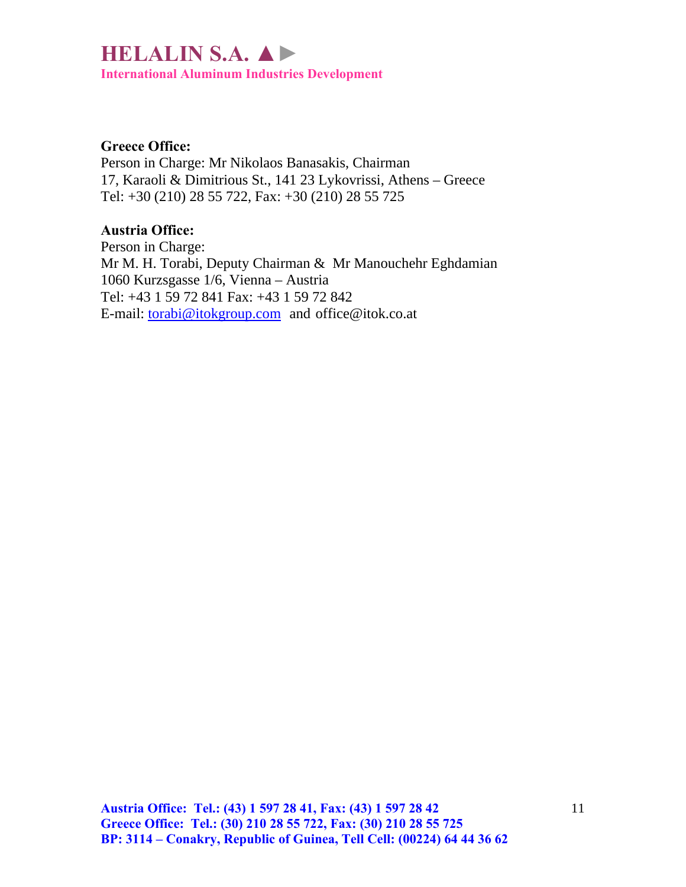**Greece Office:**
Person in Charge: Mr Nikolaos Banasakis, Chairman
17, Karaoli & Dimitrious St., 141 23 Lykovrissi, Athens – Greece
Tel: +30 (210) 28 55 722, Fax: +30 (210) 28 55 725

**Austria Office:**
Person in Charge:
Mr M. H. Torabi, Deputy Chairman & Mr Manouchehr Eghdamian
1060 Kurzsgasse 1/6, Vienna – Austria
Tel: +43 1 59 72 841 Fax: +43 1 59 72 842
E-mail: torabi@itokgroup.com and office@itok.co.at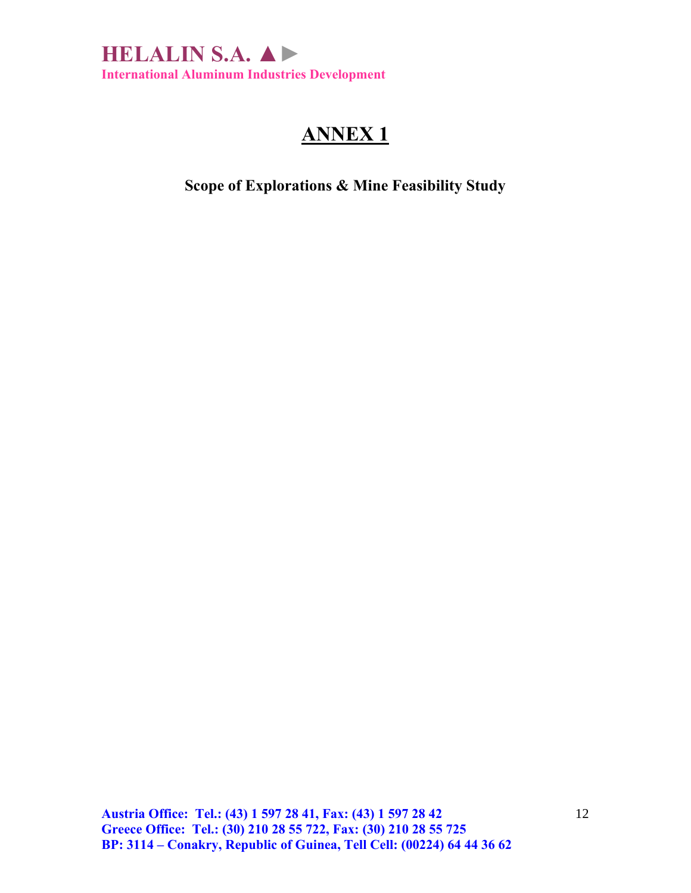# ANNEX 1

**Scope of Explorations & Mine Feasibility Study**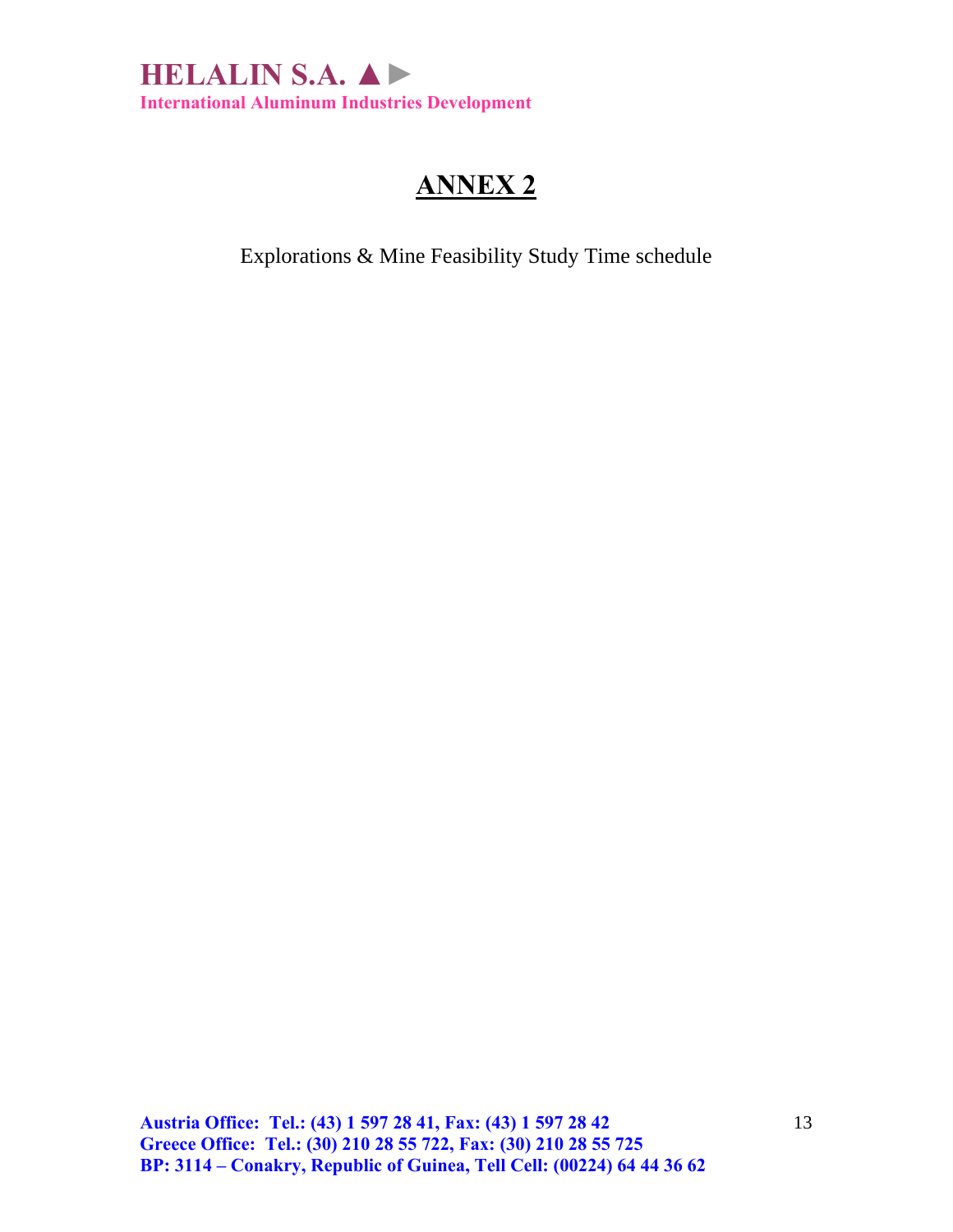# ANNEX 2

Explorations & Mine Feasibility Study Time schedule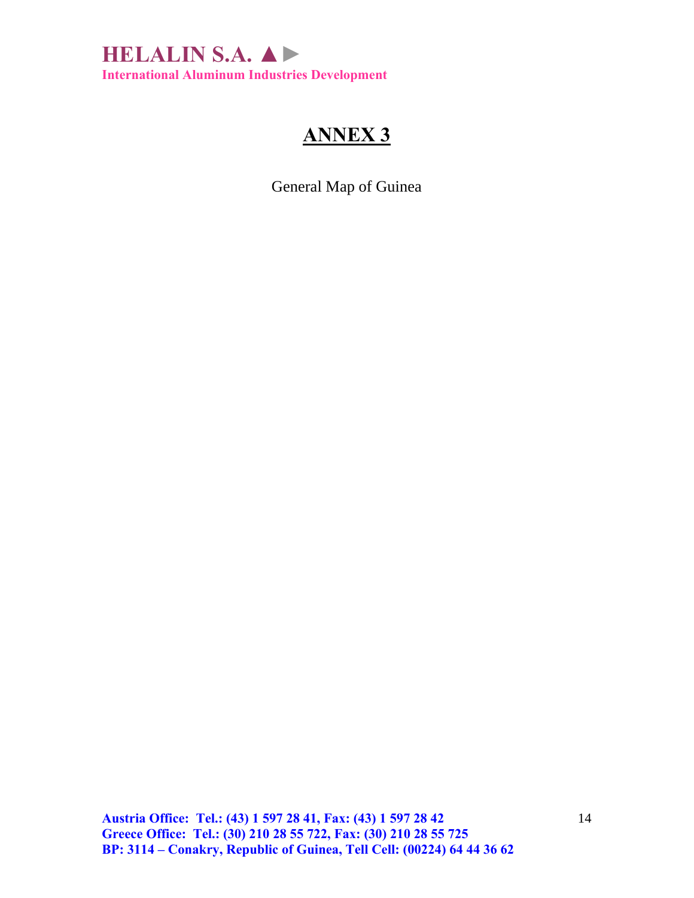# ANNEX 3

General Map of Guinea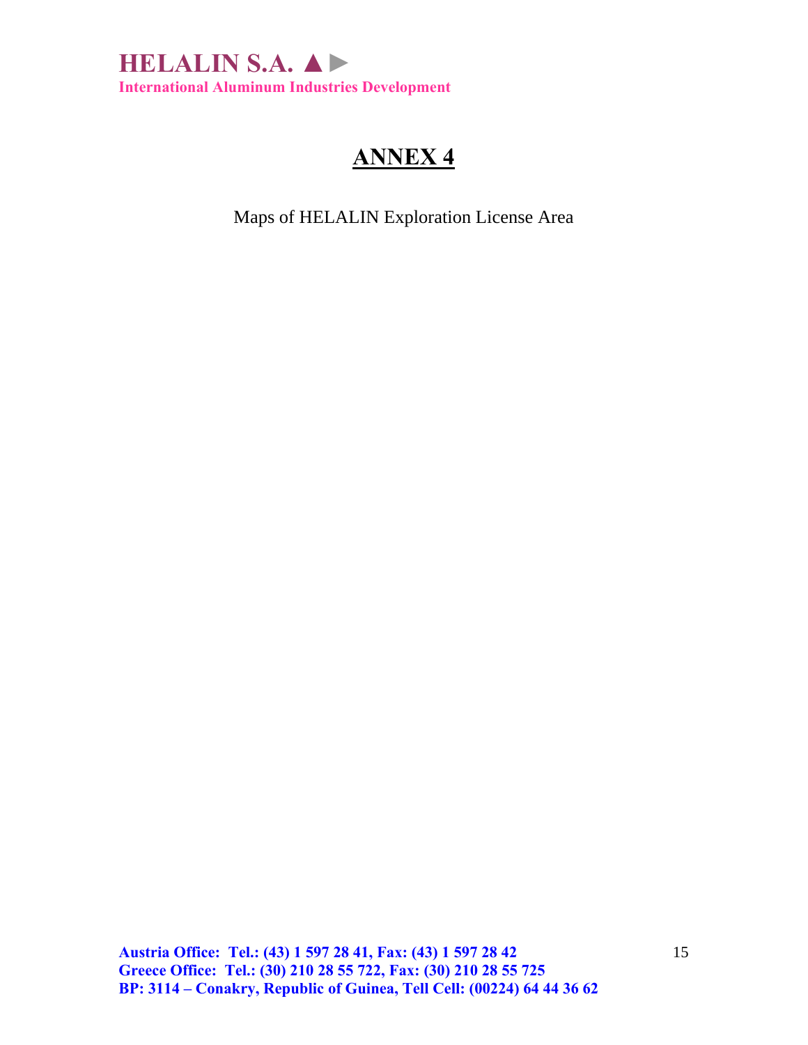# ANNEX 4

Maps of HELALIN Exploration License Area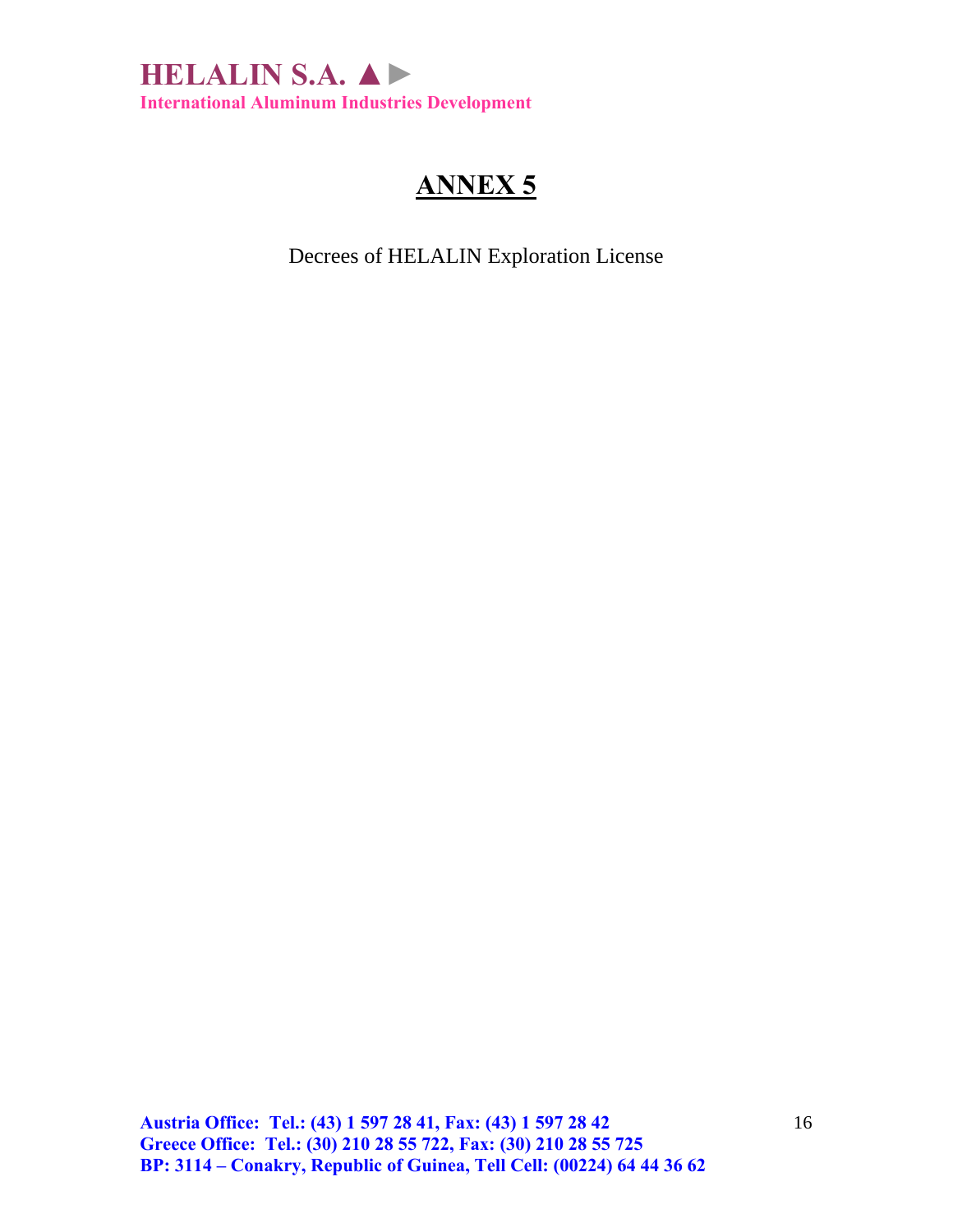# ANNEX 5

Decrees of HELALIN Exploration License